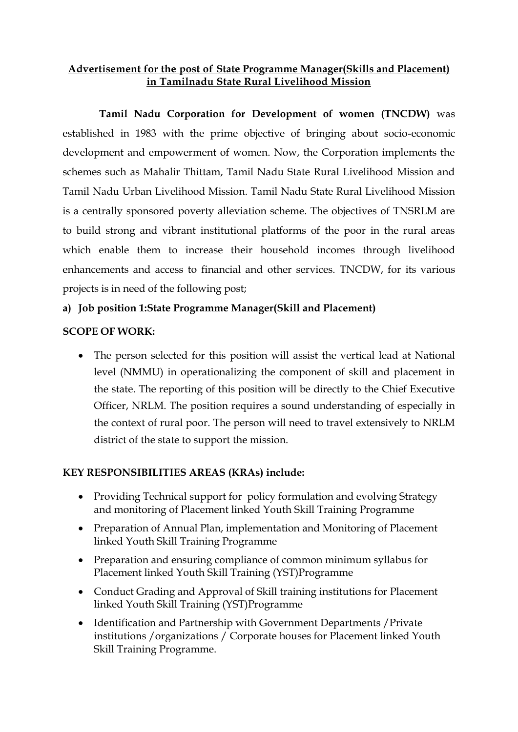**<u>Advertisement for the post of State Programme Manager(Skills and Placement) in Tamilnadu State Rural Livelihood Mission</u>**

**Tamil Nadu Corporation for Development of women (TNCDW)** was established in 1983 with the prime objective of bringing about socio-economic development and empowerment of women. Now, the Corporation implements the schemes such as Mahalir Thittam, Tamil Nadu State Rural Livelihood Mission and Tamil Nadu Urban Livelihood Mission. Tamil Nadu State Rural Livelihood Mission is a centrally sponsored poverty alleviation scheme. The objectives of TNSRLM are to build strong and vibrant institutional platforms of the poor in the rural areas which enable them to increase their household incomes through livelihood enhancements and access to financial and other services. TNCDW, for its various projects is in need of the following post;

**a) Job position 1:State Programme Manager(Skill and Placement)**

**SCOPE OF WORK:**

- The person selected for this position will assist the vertical lead at National level (NMMU) in operationalizing the component of skill and placement in the state. The reporting of this position will be directly to the Chief Executive Officer, NRLM. The position requires a sound understanding of especially in the context of rural poor. The person will need to travel extensively to NRLM district of the state to support the mission.

**KEY RESPONSIBILITIES AREAS (KRAs) include:**

- Providing Technical support for policy formulation and evolving Strategy and monitoring of Placement linked Youth Skill Training Programme
- Preparation of Annual Plan, implementation and Monitoring of Placement linked Youth Skill Training Programme
- Preparation and ensuring compliance of common minimum syllabus for Placement linked Youth Skill Training (YST)Programme
- Conduct Grading and Approval of Skill training institutions for Placement linked Youth Skill Training (YST)Programme
- Identification and Partnership with Government Departments /Private institutions /organizations / Corporate houses for Placement linked Youth Skill Training Programme.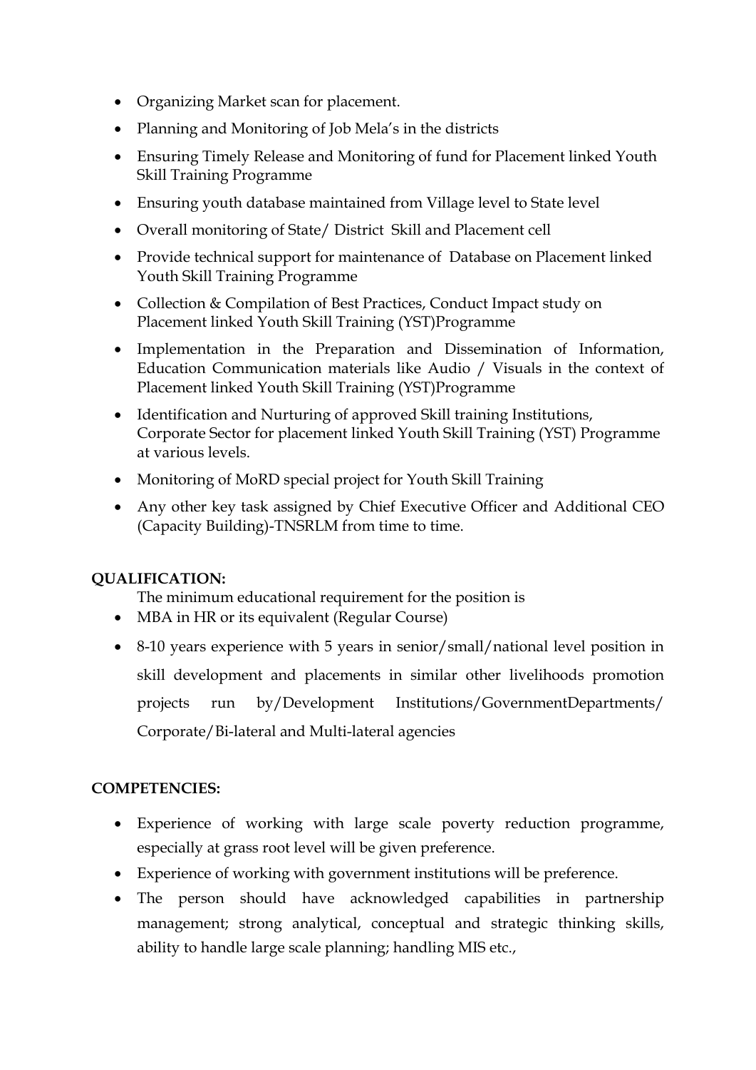- Organizing Market scan for placement.
- Planning and Monitoring of Job Mela's in the districts
- Ensuring Timely Release and Monitoring of fund for Placement linked Youth Skill Training Programme
- Ensuring youth database maintained from Village level to State level
- Overall monitoring of State/ District Skill and Placement cell
- Provide technical support for maintenance of Database on Placement linked Youth Skill Training Programme
- Collection & Compilation of Best Practices, Conduct Impact study on Placement linked Youth Skill Training (YST)Programme
- Implementation in the Preparation and Dissemination of Information, Education Communication materials like Audio / Visuals in the context of Placement linked Youth Skill Training (YST)Programme
- Identification and Nurturing of approved Skill training Institutions, Corporate Sector for placement linked Youth Skill Training (YST) Programme at various levels.
- Monitoring of MoRD special project for Youth Skill Training
- Any other key task assigned by Chief Executive Officer and Additional CEO (Capacity Building)-TNSRLM from time to time.

**QUALIFICATION:**

The minimum educational requirement for the position is

- MBA in HR or its equivalent (Regular Course)
- 8-10 years experience with 5 years in senior/small/national level position in skill development and placements in similar other livelihoods promotion projects run by/Development Institutions/GovernmentDepartments/ Corporate/Bi-lateral and Multi-lateral agencies

**COMPETENCIES:**

- Experience of working with large scale poverty reduction programme, especially at grass root level will be given preference.
- Experience of working with government institutions will be preference.
- The person should have acknowledged capabilities in partnership management; strong analytical, conceptual and strategic thinking skills, ability to handle large scale planning; handling MIS etc.,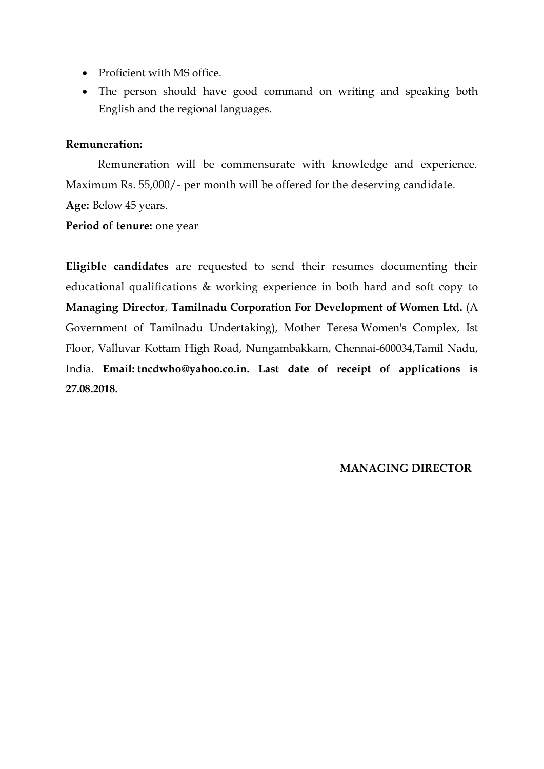- Proficient with MS office.
- The person should have good command on writing and speaking both English and the regional languages.

**Remuneration:**

Remuneration will be commensurate with knowledge and experience. Maximum Rs. 55,000/- per month will be offered for the deserving candidate.

**Age:** Below 45 years.

**Period of tenure:** one year

**Eligible candidates** are requested to send their resumes documenting their educational qualifications & working experience in both hard and soft copy to **Managing Director**, **Tamilnadu Corporation For Development of Women Ltd.** (A Government of Tamilnadu Undertaking), Mother Teresa Women's Complex, Ist Floor, Valluvar Kottam High Road, Nungambakkam, Chennai-600034,Tamil Nadu, India. **Email: tncdwho@yahoo.co.in. Last date of receipt of applications is 27.08.2018.**

**MANAGING DIRECTOR**